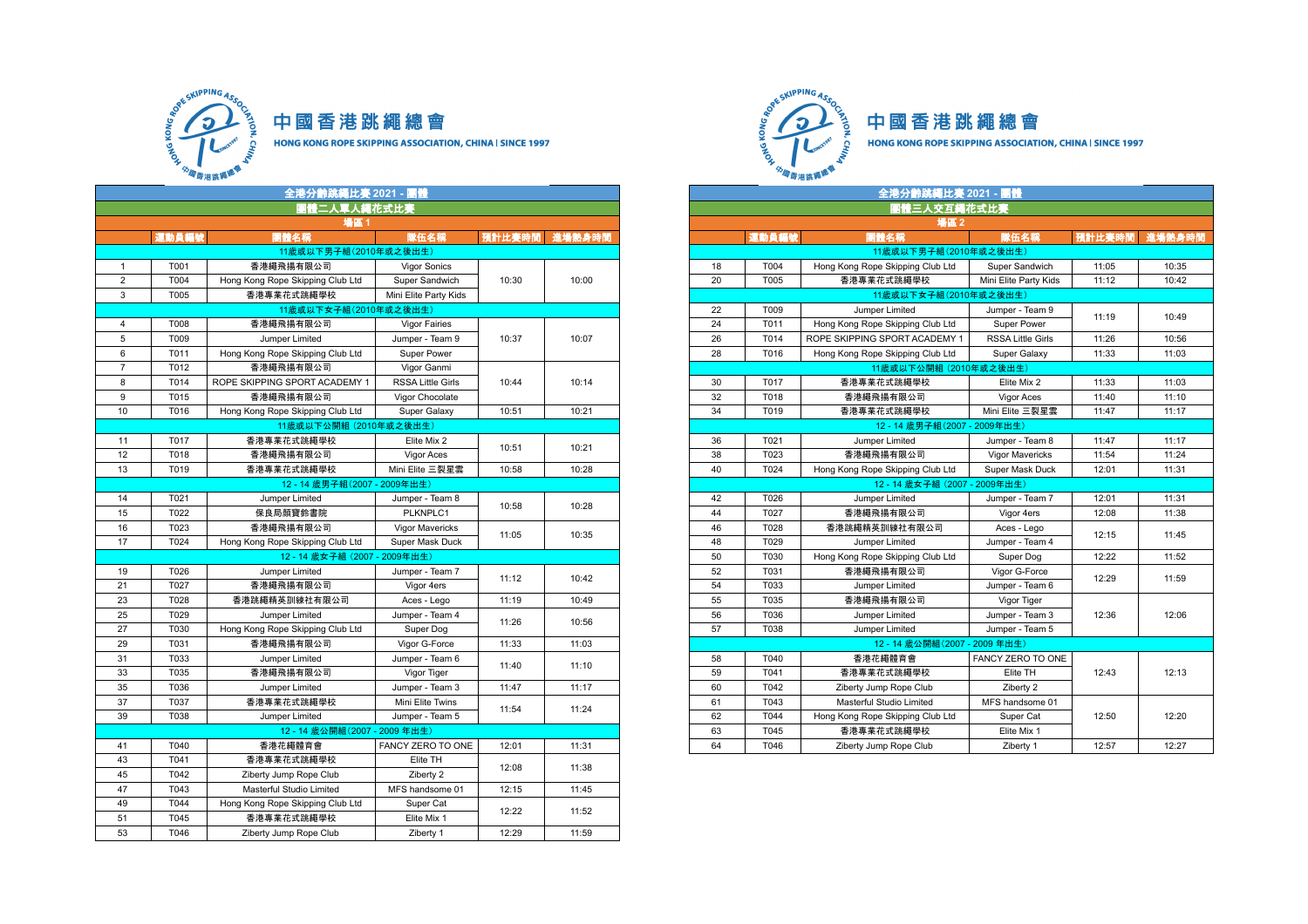# 中國香港跳繩總會

HONG KONG ROPE SKIPPING ASSOCIATION, CHINA | SINCE 1997

## 全港分齡跳繩比賽 2021 - 團體

### 團體二人單人繩花式比賽

場區 1

| | 運動員編號 | 團體名稱 | 隊伍名稱 | 預計比賽時間 | 進場熱身時間 |
|---|---|---|---|---|---|
| 11歲或以下男子組(2010年或之後出生) | | | | | |
| 1 | T001 | 香港繩飛揚有限公司 | Vigor Sonics | 10:30 | 10:00 |
| 2 | T004 | Hong Kong Rope Skipping Club Ltd | Super Sandwich | | |
| 3 | T005 | 香港專業花式跳繩學校 | Mini Elite Party Kids | | |
| 11歲或以下女子組(2010年或之後出生) | | | | | |
| 4 | T008 | 香港繩飛揚有限公司 | Vigor Fairies | 10:37 | 10:07 |
| 5 | T009 | Jumper Limited | Jumper - Team 9 | | |
| 6 | T011 | Hong Kong Rope Skipping Club Ltd | Super Power | | |
| 7 | T012 | 香港繩飛揚有限公司 | Vigor Ganmi | 10:44 | 10:14 |
| 8 | T014 | ROPE SKIPPING SPORT ACADEMY 1 | RSSA Little Girls | | |
| 9 | T015 | 香港繩飛揚有限公司 | Vigor Chocolate | | |
| 10 | T016 | Hong Kong Rope Skipping Club Ltd | Super Galaxy | 10:51 | 10:21 |
| 11歲或以下公開組 (2010年或之後出生) | | | | | |
| 11 | T017 | 香港專業花式跳繩學校 | Elite Mix 2 | 10:51 | 10:21 |
| 12 | T018 | 香港繩飛揚有限公司 | Vigor Aces | | |
| 13 | T019 | 香港專業花式跳繩學校 | Mini Elite 三裂星雲 | 10:58 | 10:28 |
| 12 - 14 歲男子組(2007 - 2009年出生) | | | | | |
| 14 | T021 | Jumper Limited | Jumper - Team 8 | 10:58 | 10:28 |
| 15 | T022 | 保良局顏寶鈴書院 | PLKNPLC1 | | |
| 16 | T023 | 香港繩飛揚有限公司 | Vigor Mavericks | 11:05 | 10:35 |
| 17 | T024 | Hong Kong Rope Skipping Club Ltd | Super Mask Duck | | |
| 12 - 14 歲女子組 (2007 - 2009年出生) | | | | | |
| 19 | T026 | Jumper Limited | Jumper - Team 7 | 11:12 | 10:42 |
| 21 | T027 | 香港繩飛揚有限公司 | Vigor 4ers | | |
| 23 | T028 | 香港跳繩精英訓練社有限公司 | Aces - Lego | 11:19 | 10:49 |
| 25 | T029 | Jumper Limited | Jumper - Team 4 | 11:26 | 10:56 |
| 27 | T030 | Hong Kong Rope Skipping Club Ltd | Super Dog | | |
| 29 | T031 | 香港繩飛揚有限公司 | Vigor G-Force | 11:33 | 11:03 |
| 31 | T033 | Jumper Limited | Jumper - Team 6 | 11:40 | 11:10 |
| 33 | T035 | 香港繩飛揚有限公司 | Vigor Tiger | | |
| 35 | T036 | Jumper Limited | Jumper - Team 3 | 11:47 | 11:17 |
| 37 | T037 | 香港專業花式跳繩學校 | Mini Elite Twins | 11:54 | 11:24 |
| 39 | T038 | Jumper Limited | Jumper - Team 5 | | |
| 12 - 14 歲公開組(2007 - 2009 年出生) | | | | | |
| 41 | T040 | 香港花繩體育會 | FANCY ZERO TO ONE | 12:01 | 11:31 |
| 43 | T041 | 香港專業花式跳繩學校 | Elite TH | 12:08 | 11:38 |
| 45 | T042 | Ziberty Jump Rope Club | Ziberty 2 | | |
| 47 | T043 | Masterful Studio Limited | MFS handsome 01 | 12:15 | 11:45 |
| 49 | T044 | Hong Kong Rope Skipping Club Ltd | Super Cat | 12:22 | 11:52 |
| 51 | T045 | 香港專業花式跳繩學校 | Elite Mix 1 | | |
| 53 | T046 | Ziberty Jump Rope Club | Ziberty 1 | 12:29 | 11:59 |

# 中國香港跳繩總會

HONG KONG ROPE SKIPPING ASSOCIATION, CHINA | SINCE 1997

## 全港分齡跳繩比賽 2021 - 團體

### 團體三人交互繩花式比賽

場區 2

| | 運動員編號 | 團體名稱 | 隊伍名稱 | 預計比賽時間 | 進場熱身時間 |
|---|---|---|---|---|---|
| 11歲或以下男子組(2010年或之後出生) | | | | | |
| 18 | T004 | Hong Kong Rope Skipping Club Ltd | Super Sandwich | 11:05 | 10:35 |
| 20 | T005 | 香港專業花式跳繩學校 | Mini Elite Party Kids | 11:12 | 10:42 |
| 11歲或以下女子組(2010年或之後出生) | | | | | |
| 22 | T009 | Jumper Limited | Jumper - Team 9 | 11:19 | 10:49 |
| 24 | T011 | Hong Kong Rope Skipping Club Ltd | Super Power | | |
| 26 | T014 | ROPE SKIPPING SPORT ACADEMY 1 | RSSA Little Girls | 11:26 | 10:56 |
| 28 | T016 | Hong Kong Rope Skipping Club Ltd | Super Galaxy | 11:33 | 11:03 |
| 11歲或以下公開組 (2010年或之後出生) | | | | | |
| 30 | T017 | 香港專業花式跳繩學校 | Elite Mix 2 | 11:33 | 11:03 |
| 32 | T018 | 香港繩飛揚有限公司 | Vigor Aces | 11:40 | 11:10 |
| 34 | T019 | 香港專業花式跳繩學校 | Mini Elite 三裂星雲 | 11:47 | 11:17 |
| 12 - 14 歲男子組(2007 - 2009年出生) | | | | | |
| 36 | T021 | Jumper Limited | Jumper - Team 8 | 11:47 | 11:17 |
| 38 | T023 | 香港繩飛揚有限公司 | Vigor Mavericks | 11:54 | 11:24 |
| 40 | T024 | Hong Kong Rope Skipping Club Ltd | Super Mask Duck | 12:01 | 11:31 |
| 12 - 14 歲女子組 (2007 - 2009年出生) | | | | | |
| 42 | T026 | Jumper Limited | Jumper - Team 7 | 12:01 | 11:31 |
| 44 | T027 | 香港繩飛揚有限公司 | Vigor 4ers | 12:08 | 11:38 |
| 46 | T028 | 香港跳繩精英訓練社有限公司 | Aces - Lego | 12:15 | 11:45 |
| 48 | T029 | Jumper Limited | Jumper - Team 4 | | |
| 50 | T030 | Hong Kong Rope Skipping Club Ltd | Super Dog | 12:22 | 11:52 |
| 52 | T031 | 香港繩飛揚有限公司 | Vigor G-Force | 12:29 | 11:59 |
| 54 | T033 | Jumper Limited | Jumper - Team 6 | | |
| 55 | T035 | 香港繩飛揚有限公司 | Vigor Tiger | 12:36 | 12:06 |
| 56 | T036 | Jumper Limited | Jumper - Team 3 | | |
| 57 | T038 | Jumper Limited | Jumper - Team 5 | | |
| 12 - 14 歲公開組(2007 - 2009 年出生) | | | | | |
| 58 | T040 | 香港花繩體育會 | FANCY ZERO TO ONE | 12:43 | 12:13 |
| 59 | T041 | 香港專業花式跳繩學校 | Elite TH | | |
| 60 | T042 | Ziberty Jump Rope Club | Ziberty 2 | | |
| 61 | T043 | Masterful Studio Limited | MFS handsome 01 | 12:50 | 12:20 |
| 62 | T044 | Hong Kong Rope Skipping Club Ltd | Super Cat | | |
| 63 | T045 | 香港專業花式跳繩學校 | Elite Mix 1 | | |
| 64 | T046 | Ziberty Jump Rope Club | Ziberty 1 | 12:57 | 12:27 |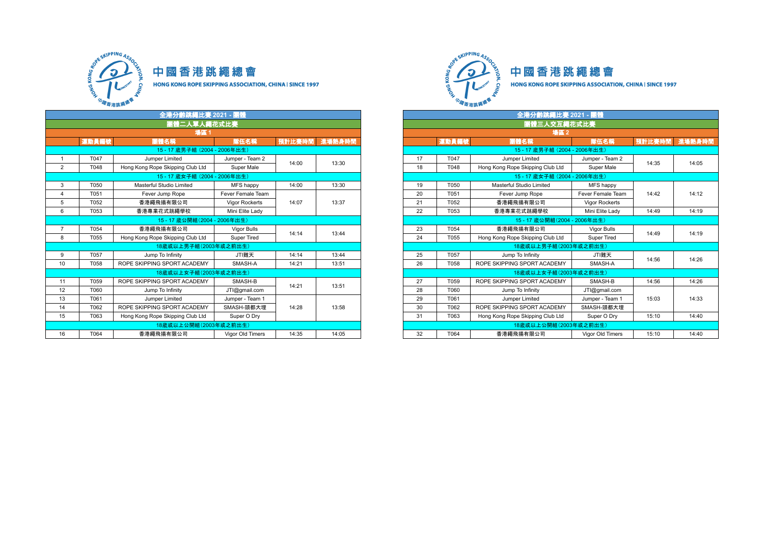# 中國香港跳繩總會

HONG KONG ROPE SKIPPING ASSOCIATION, CHINA | SINCE 1997

## 全港分齡跳繩比賽 2021 - 團體

### 團體二人單人繩花式比賽

#### 場區 1

| | 運動員編號 | 團體名稱 | 隊伍名稱 | 預計比賽時間 | 進場熱身時間 |
|---|---|---|---|---|---|
| 15 - 17 歲男子組 (2004 - 2006年出生) | | | | | |
| 1 | T047 | Jumper Limited | Jumper - Team 2 | 14:00 | 13:30 |
| 2 | T048 | Hong Kong Rope Skipping Club Ltd | Super Male | | |
| 15 - 17 歲女子組 (2004 - 2006年出生) | | | | | |
| 3 | T050 | Masterful Studio Limited | MFS happy | 14:00 | 13:30 |
| 4 | T051 | Fever Jump Rope | Fever Female Team | 14:07 | 13:37 |
| 5 | T052 | 香港繩飛揚有限公司 | Vigor Rockerts | | |
| 6 | T053 | 香港專業花式跳繩學校 | Mini Elite Lady | | |
| 15 - 17 歲公開組(2004 - 2006年出生) | | | | | |
| 7 | T054 | 香港繩飛揚有限公司 | Vigor Bulls | 14:14 | 13:44 |
| 8 | T055 | Hong Kong Rope Skipping Club Ltd | Super Tired | | |
| 18歲或以上男子組(2003年或之前出生) | | | | | |
| 9 | T057 | Jump To Infinity | JTI雞天 | 14:14 | 13:44 |
| 10 | T058 | ROPE SKIPPING SPORT ACADEMY | SMASH-A | 14:21 | 13:51 |
| 18歲或以上女子組(2003年或之前出生) | | | | | |
| 11 | T059 | ROPE SKIPPING SPORT ACADEMY | SMASH-B | 14:21 | 13:51 |
| 12 | T060 | Jump To Infinity | JTI@gmail.com | | |
| 13 | T061 | Jumper Limited | Jumper - Team 1 | 14:28 | 13:58 |
| 14 | T062 | ROPE SKIPPING SPORT ACADEMY | SMASH-頭都大埋 | | |
| 15 | T063 | Hong Kong Rope Skipping Club Ltd | Super O Dry | | |
| 18歲或以上公開組(2003年或之前出生) | | | | | |
| 16 | T064 | 香港繩飛揚有限公司 | Vigor Old Timers | 14:35 | 14:05 |

# 中國香港跳繩總會

HONG KONG ROPE SKIPPING ASSOCIATION, CHINA | SINCE 1997

## 全港分齡跳繩比賽 2021 - 團體

### 團體三人交互繩花式比賽

#### 場區 2

| | 運動員編號 | 團體名稱 | 隊伍名稱 | 預計比賽時間 | 進場熱身時間 |
|---|---|---|---|---|---|
| 15 - 17 歲男子組 (2004 - 2006年出生) | | | | | |
| 17 | T047 | Jumper Limited | Jumper - Team 2 | 14:35 | 14:05 |
| 18 | T048 | Hong Kong Rope Skipping Club Ltd | Super Male | | |
| 15 - 17 歲女子組 (2004 - 2006年出生) | | | | | |
| 19 | T050 | Masterful Studio Limited | MFS happy | 14:42 | 14:12 |
| 20 | T051 | Fever Jump Rope | Fever Female Team | | |
| 21 | T052 | 香港繩飛揚有限公司 | Vigor Rockerts | | |
| 22 | T053 | 香港專業花式跳繩學校 | Mini Elite Lady | 14:49 | 14:19 |
| 15 - 17 歲公開組(2004 - 2006年出生) | | | | | |
| 23 | T054 | 香港繩飛揚有限公司 | Vigor Bulls | 14:49 | 14:19 |
| 24 | T055 | Hong Kong Rope Skipping Club Ltd | Super Tired | | |
| 18歲或以上男子組(2003年或之前出生) | | | | | |
| 25 | T057 | Jump To Infinity | JTI雞天 | 14:56 | 14:26 |
| 26 | T058 | ROPE SKIPPING SPORT ACADEMY | SMASH-A | | |
| 18歲或以上女子組(2003年或之前出生) | | | | | |
| 27 | T059 | ROPE SKIPPING SPORT ACADEMY | SMASH-B | 14:56 | 14:26 |
| 28 | T060 | Jump To Infinity | JTI@gmail.com | 15:03 | 14:33 |
| 29 | T061 | Jumper Limited | Jumper - Team 1 | | |
| 30 | T062 | ROPE SKIPPING SPORT ACADEMY | SMASH-頭都大埋 | | |
| 31 | T063 | Hong Kong Rope Skipping Club Ltd | Super O Dry | 15:10 | 14:40 |
| 18歲或以上公開組(2003年或之前出生) | | | | | |
| 32 | T064 | 香港繩飛揚有限公司 | Vigor Old Timers | 15:10 | 14:40 |